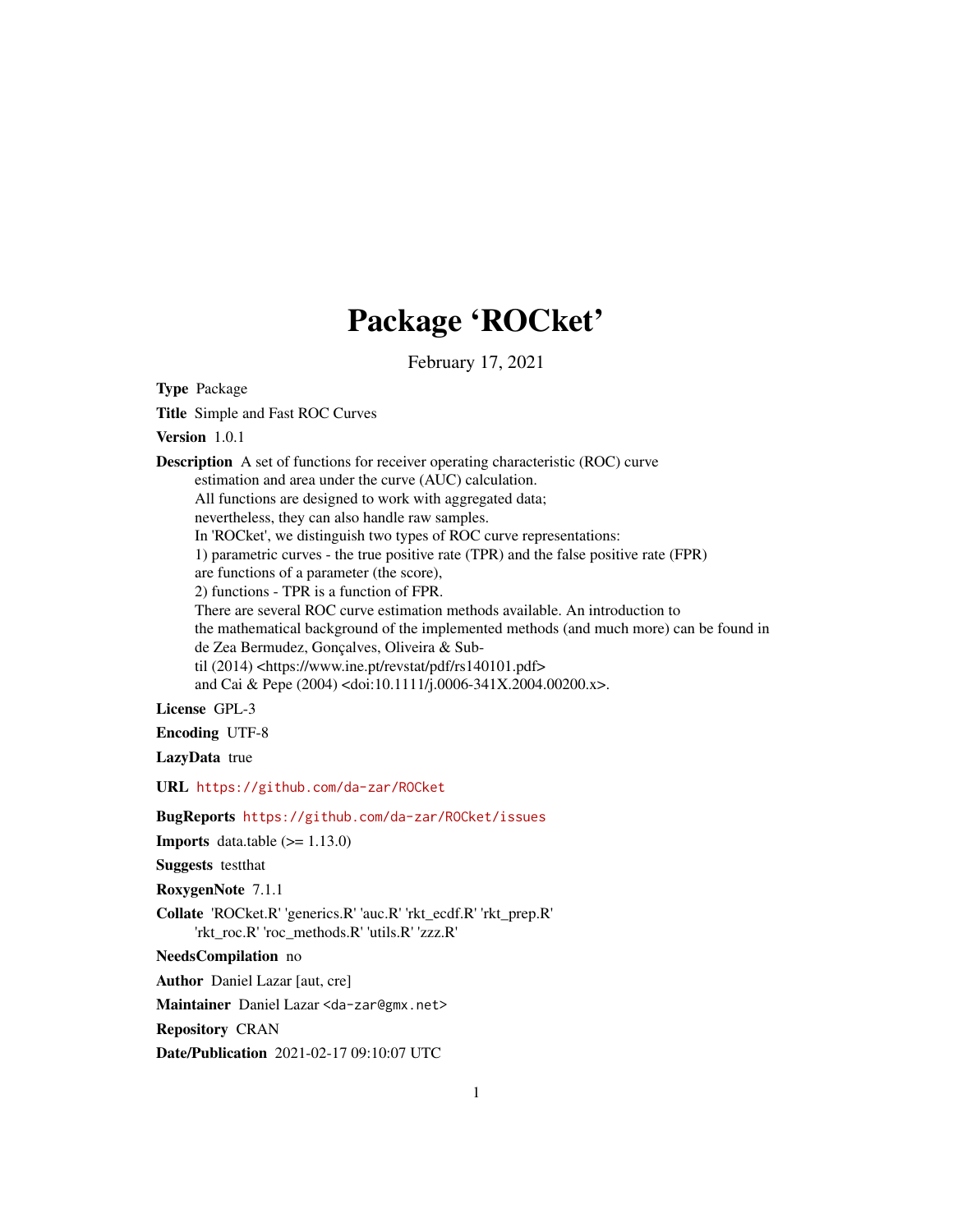# Package 'ROCket'

February 17, 2021

**Type** Package

**Title** Simple and Fast ROC Curves

**Version** 1.0.1

**Description** A set of functions for receiver operating characteristic (ROC) curve estimation and area under the curve (AUC) calculation.
All functions are designed to work with aggregated data;
nevertheless, they can also handle raw samples.
In 'ROCket', we distinguish two types of ROC curve representations:
1) parametric curves - the true positive rate (TPR) and the false positive rate (FPR) are functions of a parameter (the score),
2) functions - TPR is a function of FPR.
There are several ROC curve estimation methods available. An introduction to the mathematical background of the implemented methods (and much more) can be found in de Zea Bermudez, Gonçalves, Oliveira & Subtil (2014) <https://www.ine.pt/revstat/pdf/rs140101.pdf>
and Cai & Pepe (2004) <doi:10.1111/j.0006-341X.2004.00200.x>.

**License** GPL-3

**Encoding** UTF-8

**LazyData** true

**URL** https://github.com/da-zar/ROCket

**BugReports** https://github.com/da-zar/ROCket/issues

**Imports** data.table (>= 1.13.0)

**Suggests** testthat

**RoxygenNote** 7.1.1

**Collate** 'ROCket.R' 'generics.R' 'auc.R' 'rkt_ecdf.R' 'rkt_prep.R' 'rkt_roc.R' 'roc_methods.R' 'utils.R' 'zzz.R'

**NeedsCompilation** no

**Author** Daniel Lazar [aut, cre]

**Maintainer** Daniel Lazar <da-zar@gmx.net>

**Repository** CRAN

**Date/Publication** 2021-02-17 09:10:07 UTC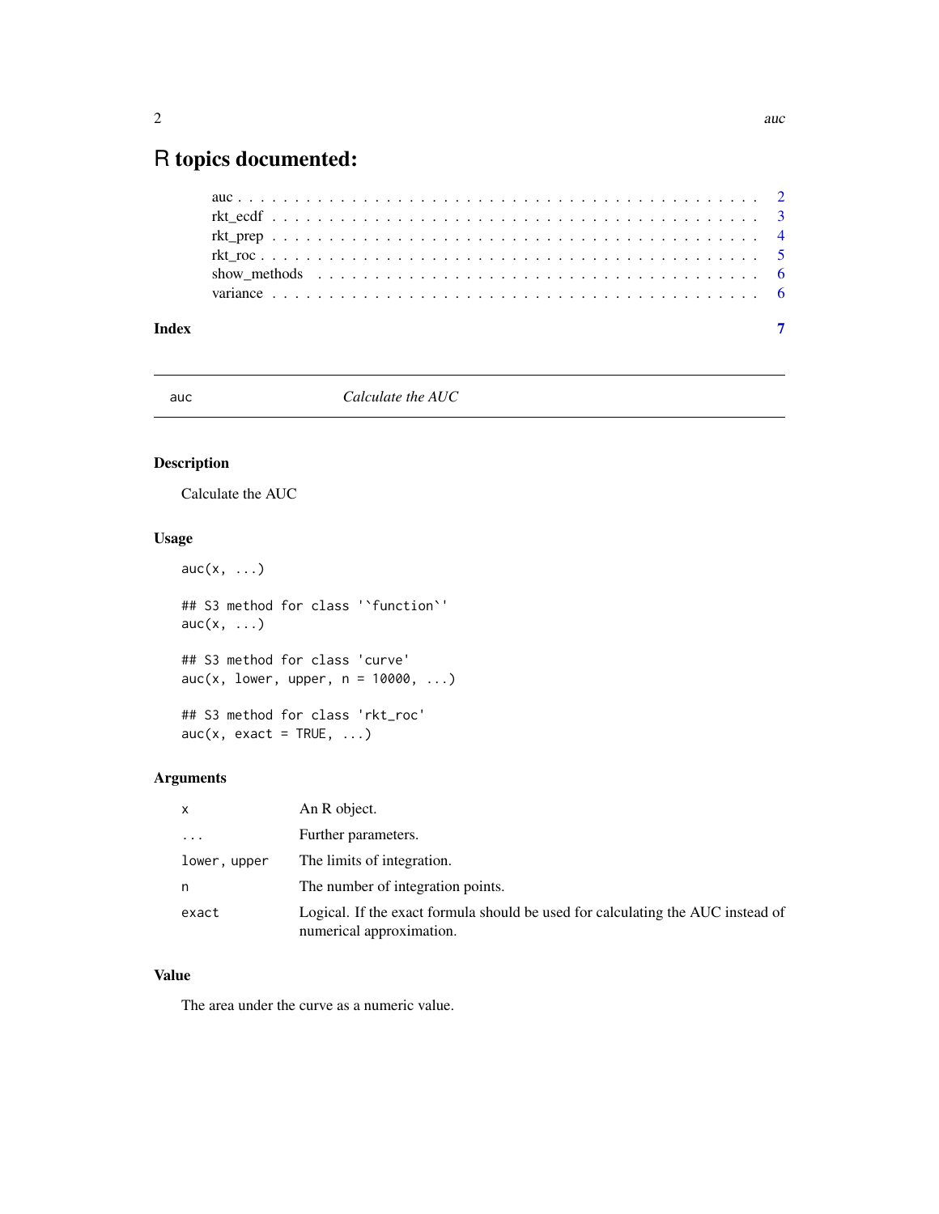# R topics documented:

auc . . . . . . . . . . . . . . . . . . . . . . . . . . . . . . . . . . . . . . . . . . . 2
rkt_ecdf . . . . . . . . . . . . . . . . . . . . . . . . . . . . . . . . . . . . . . . . 3
rkt_prep . . . . . . . . . . . . . . . . . . . . . . . . . . . . . . . . . . . . . . . . 4
rkt_roc . . . . . . . . . . . . . . . . . . . . . . . . . . . . . . . . . . . . . . . . . 5
show_methods . . . . . . . . . . . . . . . . . . . . . . . . . . . . . . . . . . . . . 6
variance . . . . . . . . . . . . . . . . . . . . . . . . . . . . . . . . . . . . . . . . 6

**Index** 7

---

`auc` *Calculate the AUC*

---

### Description

Calculate the AUC

### Usage

```
auc(x, ...)

## S3 method for class '`function`'
auc(x, ...)

## S3 method for class 'curve'
auc(x, lower, upper, n = 10000, ...)

## S3 method for class 'rkt_roc'
auc(x, exact = TRUE, ...)
```

### Arguments

| | |
|---|---|
| `x` | An R object. |
| `...` | Further parameters. |
| `lower, upper` | The limits of integration. |
| `n` | The number of integration points. |
| `exact` | Logical. If the exact formula should be used for calculating the AUC instead of numerical approximation. |

### Value

The area under the curve as a numeric value.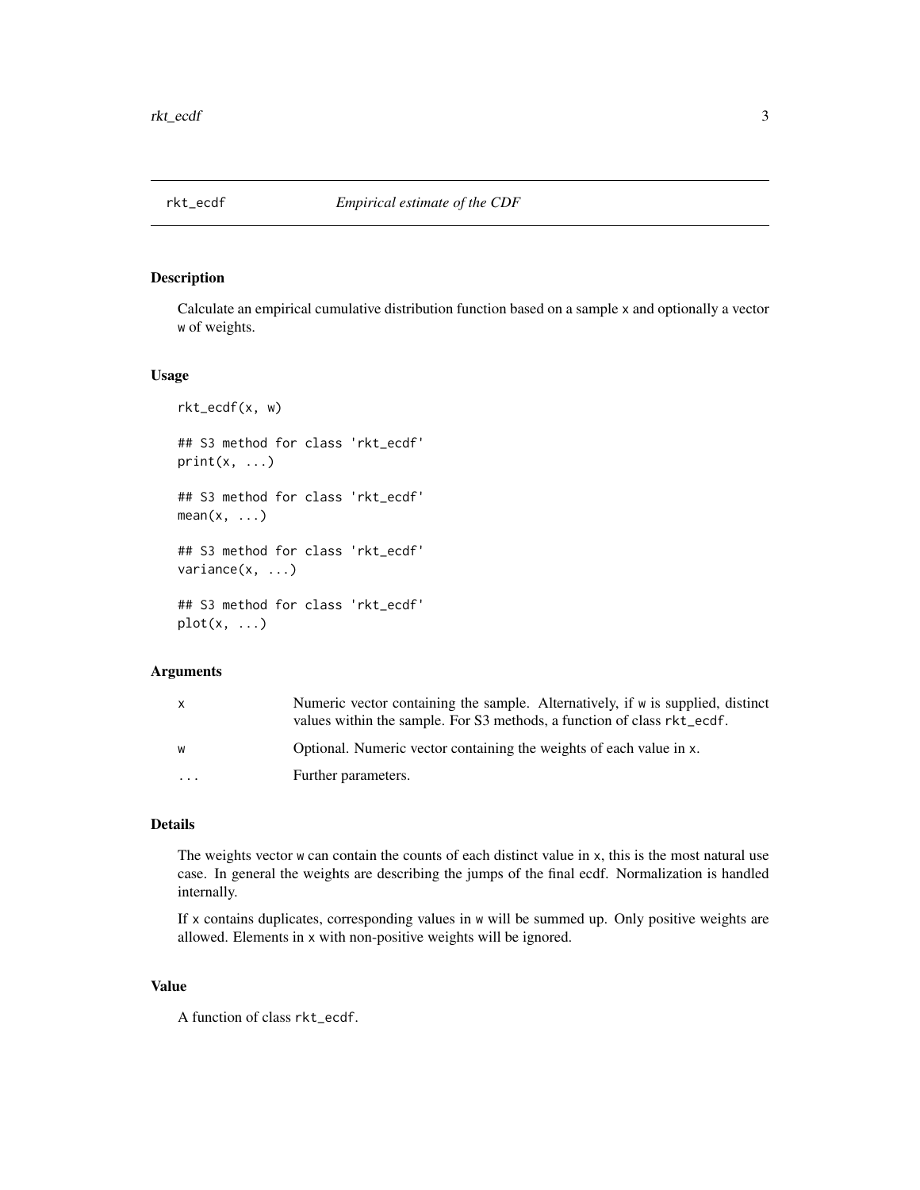# rkt_ecdf — *Empirical estimate of the CDF*

## Description

Calculate an empirical cumulative distribution function based on a sample `x` and optionally a vector `w` of weights.

## Usage

```
rkt_ecdf(x, w)

## S3 method for class 'rkt_ecdf'
print(x, ...)

## S3 method for class 'rkt_ecdf'
mean(x, ...)

## S3 method for class 'rkt_ecdf'
variance(x, ...)

## S3 method for class 'rkt_ecdf'
plot(x, ...)
```

## Arguments

| | |
|---|---|
| `x` | Numeric vector containing the sample. Alternatively, if `w` is supplied, distinct values within the sample. For S3 methods, a function of class `rkt_ecdf`. |
| `w` | Optional. Numeric vector containing the weights of each value in `x`. |
| `...` | Further parameters. |

## Details

The weights vector `w` can contain the counts of each distinct value in `x`, this is the most natural use case. In general the weights are describing the jumps of the final ecdf. Normalization is handled internally.

If `x` contains duplicates, corresponding values in `w` will be summed up. Only positive weights are allowed. Elements in `x` with non-positive weights will be ignored.

## Value

A function of class `rkt_ecdf`.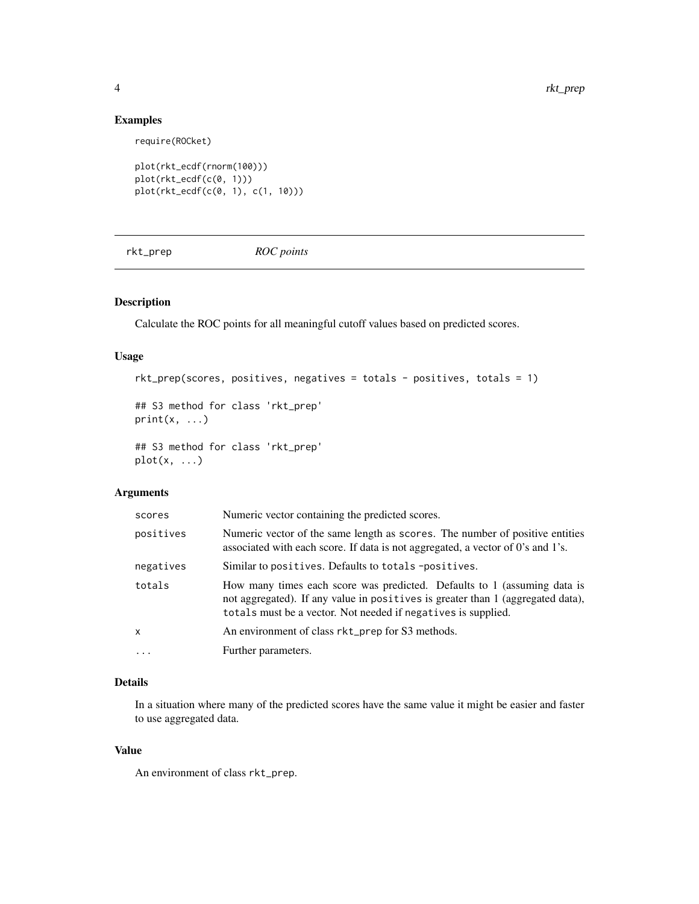## Examples

```
require(ROCket)

plot(rkt_ecdf(rnorm(100)))
plot(rkt_ecdf(c(0, 1)))
plot(rkt_ecdf(c(0, 1), c(1, 10)))
```

---

# rkt_prep    *ROC points*

---

## Description

Calculate the ROC points for all meaningful cutoff values based on predicted scores.

## Usage

```
rkt_prep(scores, positives, negatives = totals - positives, totals = 1)

## S3 method for class 'rkt_prep'
print(x, ...)

## S3 method for class 'rkt_prep'
plot(x, ...)
```

## Arguments

| | |
|---|---|
| scores | Numeric vector containing the predicted scores. |
| positives | Numeric vector of the same length as scores. The number of positive entities associated with each score. If data is not aggregated, a vector of 0's and 1's. |
| negatives | Similar to positives. Defaults to totals -positives. |
| totals | How many times each score was predicted. Defaults to 1 (assuming data is not aggregated). If any value in positives is greater than 1 (aggregated data), totals must be a vector. Not needed if negatives is supplied. |
| x | An environment of class rkt_prep for S3 methods. |
| ... | Further parameters. |

## Details

In a situation where many of the predicted scores have the same value it might be easier and faster to use aggregated data.

## Value

An environment of class rkt_prep.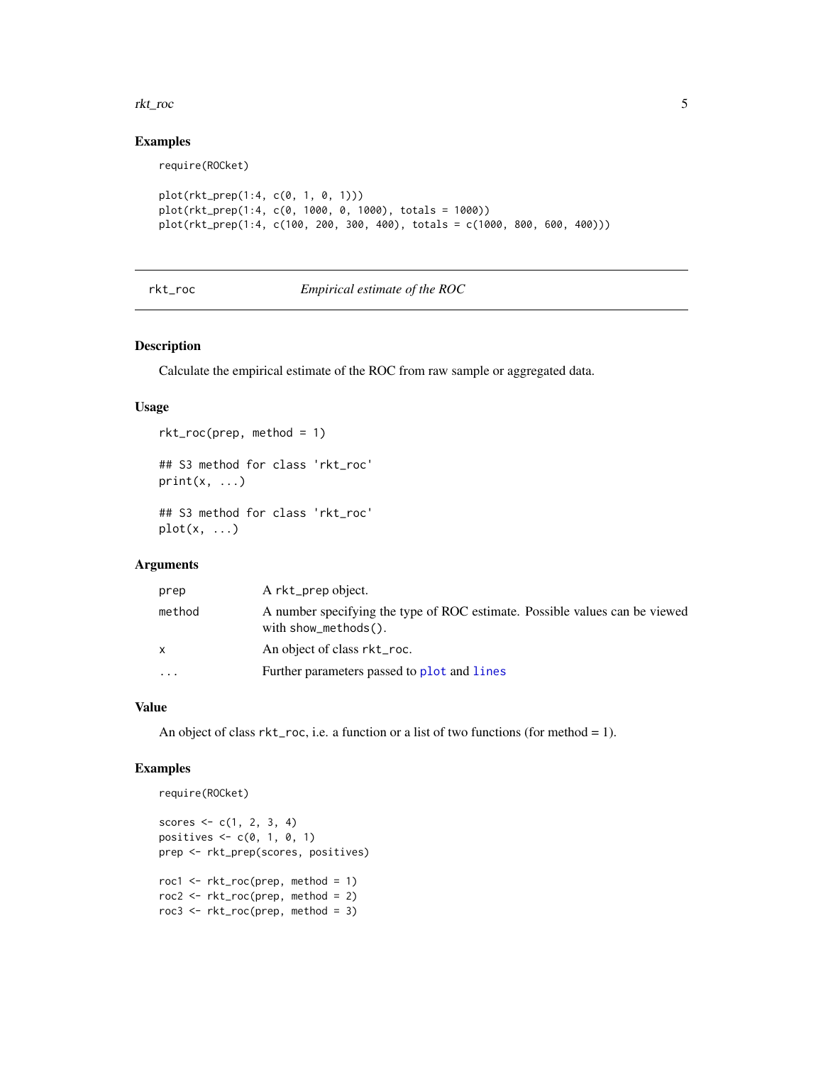### Examples

```
require(ROCket)

plot(rkt_prep(1:4, c(0, 1, 0, 1)))
plot(rkt_prep(1:4, c(0, 1000, 0, 1000), totals = 1000))
plot(rkt_prep(1:4, c(100, 200, 300, 400), totals = c(1000, 800, 600, 400)))
```

---

## rkt_roc — *Empirical estimate of the ROC*

---

### Description

Calculate the empirical estimate of the ROC from raw sample or aggregated data.

### Usage

```
rkt_roc(prep, method = 1)

## S3 method for class 'rkt_roc'
print(x, ...)

## S3 method for class 'rkt_roc'
plot(x, ...)
```

### Arguments

| | |
|---|---|
| `prep` | A `rkt_prep` object. |
| `method` | A number specifying the type of ROC estimate. Possible values can be viewed with `show_methods()`. |
| `x` | An object of class `rkt_roc`. |
| `...` | Further parameters passed to `plot` and `lines` |

### Value

An object of class `rkt_roc`, i.e. a function or a list of two functions (for method = 1).

### Examples

```
require(ROCket)

scores <- c(1, 2, 3, 4)
positives <- c(0, 1, 0, 1)
prep <- rkt_prep(scores, positives)

roc1 <- rkt_roc(prep, method = 1)
roc2 <- rkt_roc(prep, method = 2)
roc3 <- rkt_roc(prep, method = 3)
```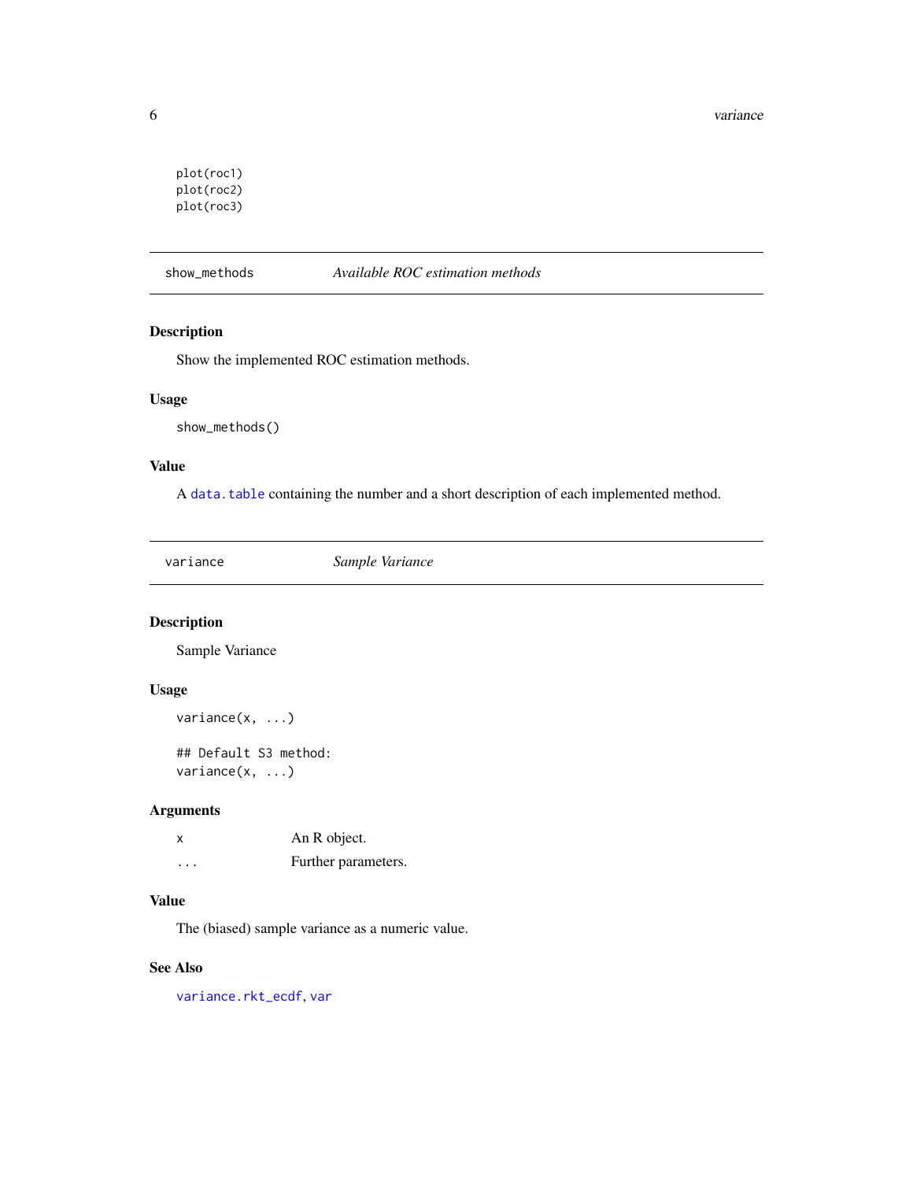```
plot(roc1)
plot(roc2)
plot(roc3)
```

---

## show_methods — *Available ROC estimation methods*

### Description

Show the implemented ROC estimation methods.

### Usage

```
show_methods()
```

### Value

A `data.table` containing the number and a short description of each implemented method.

---

## variance — *Sample Variance*

### Description

Sample Variance

### Usage

```
variance(x, ...)

## Default S3 method:
variance(x, ...)
```

### Arguments

| | |
|---|---|
| `x` | An R object. |
| `...` | Further parameters. |

### Value

The (biased) sample variance as a numeric value.

### See Also

`variance.rkt_ecdf`, `var`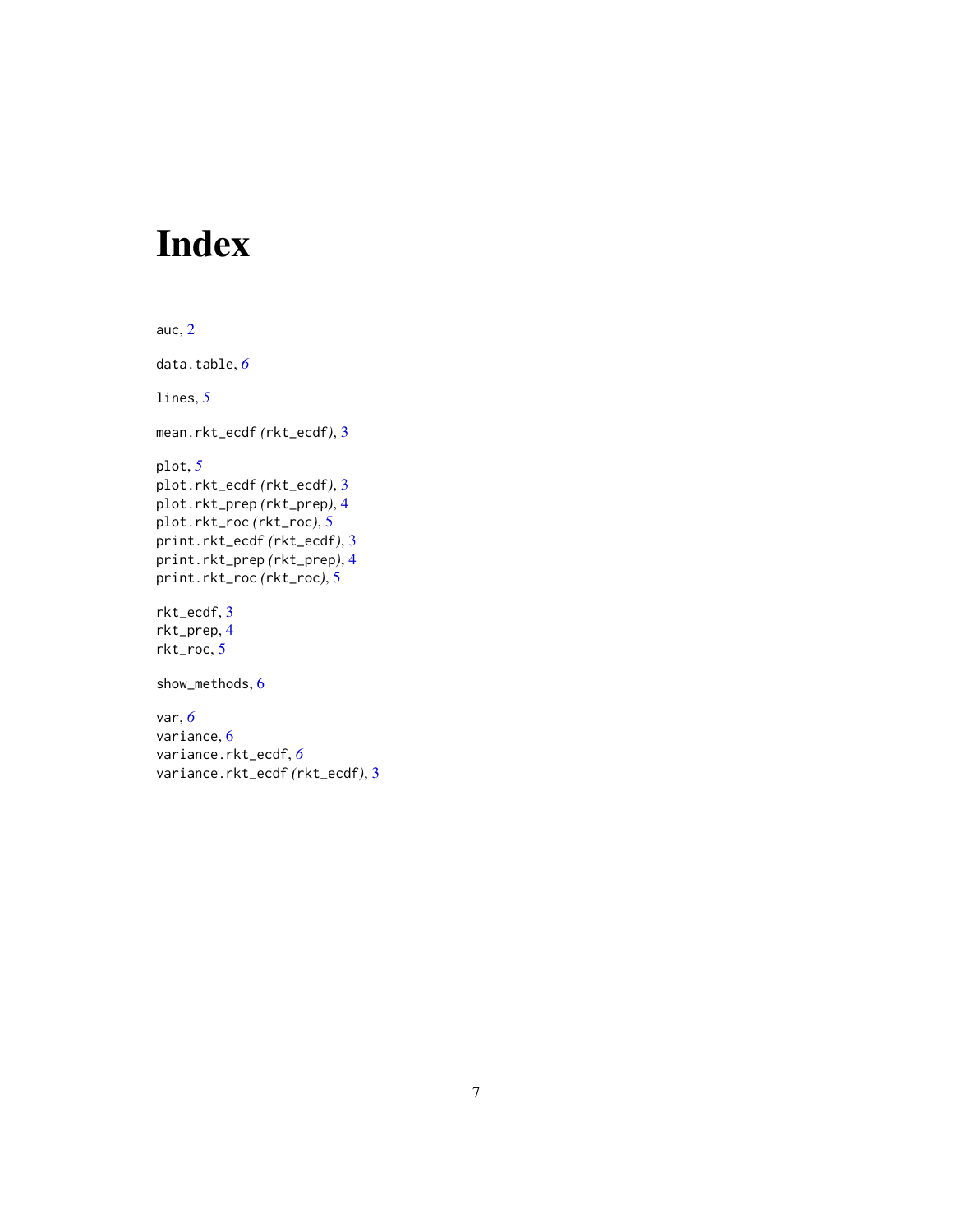# Index

auc, 2

data.table, *6*

lines, *5*

mean.rkt_ecdf *(*rkt_ecdf*)*, 3

plot, *5*
plot.rkt_ecdf *(*rkt_ecdf*)*, 3
plot.rkt_prep *(*rkt_prep*)*, 4
plot.rkt_roc *(*rkt_roc*)*, 5
print.rkt_ecdf *(*rkt_ecdf*)*, 3
print.rkt_prep *(*rkt_prep*)*, 4
print.rkt_roc *(*rkt_roc*)*, 5

rkt_ecdf, 3
rkt_prep, 4
rkt_roc, 5

show_methods, 6

var, *6*
variance, 6
variance.rkt_ecdf, *6*
variance.rkt_ecdf *(*rkt_ecdf*)*, 3